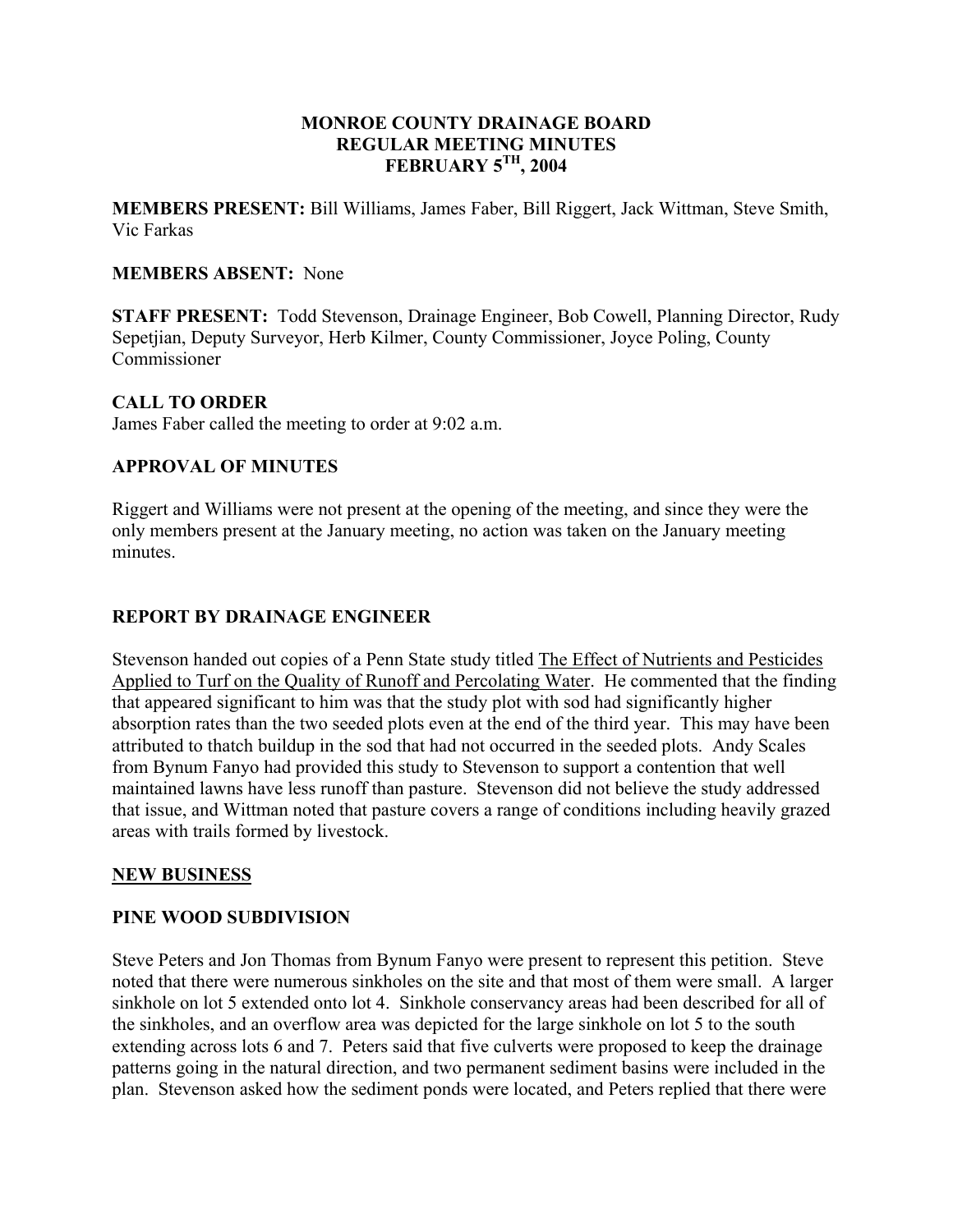# MONROE COUNTY DRAINAGE BOARD
## REGULAR MEETING MINUTES
## FEBRUARY 5$^{TH}$, 2004

**MEMBERS PRESENT:** Bill Williams, James Faber, Bill Riggert, Jack Wittman, Steve Smith, Vic Farkas

**MEMBERS ABSENT:** None

**STAFF PRESENT:** Todd Stevenson, Drainage Engineer, Bob Cowell, Planning Director, Rudy Sepetjian, Deputy Surveyor, Herb Kilmer, County Commissioner, Joyce Poling, County Commissioner

### CALL TO ORDER

James Faber called the meeting to order at 9:02 a.m.

### APPROVAL OF MINUTES

Riggert and Williams were not present at the opening of the meeting, and since they were the only members present at the January meeting, no action was taken on the January meeting minutes.

### REPORT BY DRAINAGE ENGINEER

Stevenson handed out copies of a Penn State study titled <u>The Effect of Nutrients and Pesticides Applied to Turf on the Quality of Runoff and Percolating Water</u>. He commented that the finding that appeared significant to him was that the study plot with sod had significantly higher absorption rates than the two seeded plots even at the end of the third year. This may have been attributed to thatch buildup in the sod that had not occurred in the seeded plots. Andy Scales from Bynum Fanyo had provided this study to Stevenson to support a contention that well maintained lawns have less runoff than pasture. Stevenson did not believe the study addressed that issue, and Wittman noted that pasture covers a range of conditions including heavily grazed areas with trails formed by livestock.

### <u>NEW BUSINESS</u>

### PINE WOOD SUBDIVISION

Steve Peters and Jon Thomas from Bynum Fanyo were present to represent this petition. Steve noted that there were numerous sinkholes on the site and that most of them were small. A larger sinkhole on lot 5 extended onto lot 4. Sinkhole conservancy areas had been described for all of the sinkholes, and an overflow area was depicted for the large sinkhole on lot 5 to the south extending across lots 6 and 7. Peters said that five culverts were proposed to keep the drainage patterns going in the natural direction, and two permanent sediment basins were included in the plan. Stevenson asked how the sediment ponds were located, and Peters replied that there were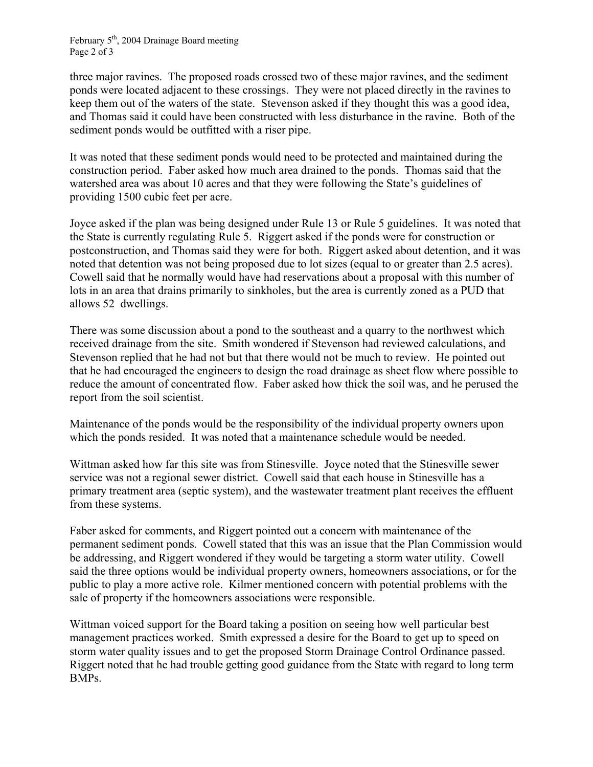three major ravines. The proposed roads crossed two of these major ravines, and the sediment ponds were located adjacent to these crossings. They were not placed directly in the ravines to keep them out of the waters of the state. Stevenson asked if they thought this was a good idea, and Thomas said it could have been constructed with less disturbance in the ravine. Both of the sediment ponds would be outfitted with a riser pipe.

It was noted that these sediment ponds would need to be protected and maintained during the construction period. Faber asked how much area drained to the ponds. Thomas said that the watershed area was about 10 acres and that they were following the State's guidelines of providing 1500 cubic feet per acre.

Joyce asked if the plan was being designed under Rule 13 or Rule 5 guidelines. It was noted that the State is currently regulating Rule 5. Riggert asked if the ponds were for construction or postconstruction, and Thomas said they were for both. Riggert asked about detention, and it was noted that detention was not being proposed due to lot sizes (equal to or greater than 2.5 acres). Cowell said that he normally would have had reservations about a proposal with this number of lots in an area that drains primarily to sinkholes, but the area is currently zoned as a PUD that allows 52 dwellings.

There was some discussion about a pond to the southeast and a quarry to the northwest which received drainage from the site. Smith wondered if Stevenson had reviewed calculations, and Stevenson replied that he had not but that there would not be much to review. He pointed out that he had encouraged the engineers to design the road drainage as sheet flow where possible to reduce the amount of concentrated flow. Faber asked how thick the soil was, and he perused the report from the soil scientist.

Maintenance of the ponds would be the responsibility of the individual property owners upon which the ponds resided. It was noted that a maintenance schedule would be needed.

Wittman asked how far this site was from Stinesville. Joyce noted that the Stinesville sewer service was not a regional sewer district. Cowell said that each house in Stinesville has a primary treatment area (septic system), and the wastewater treatment plant receives the effluent from these systems.

Faber asked for comments, and Riggert pointed out a concern with maintenance of the permanent sediment ponds. Cowell stated that this was an issue that the Plan Commission would be addressing, and Riggert wondered if they would be targeting a storm water utility. Cowell said the three options would be individual property owners, homeowners associations, or for the public to play a more active role. Kilmer mentioned concern with potential problems with the sale of property if the homeowners associations were responsible.

Wittman voiced support for the Board taking a position on seeing how well particular best management practices worked. Smith expressed a desire for the Board to get up to speed on storm water quality issues and to get the proposed Storm Drainage Control Ordinance passed. Riggert noted that he had trouble getting good guidance from the State with regard to long term BMPs.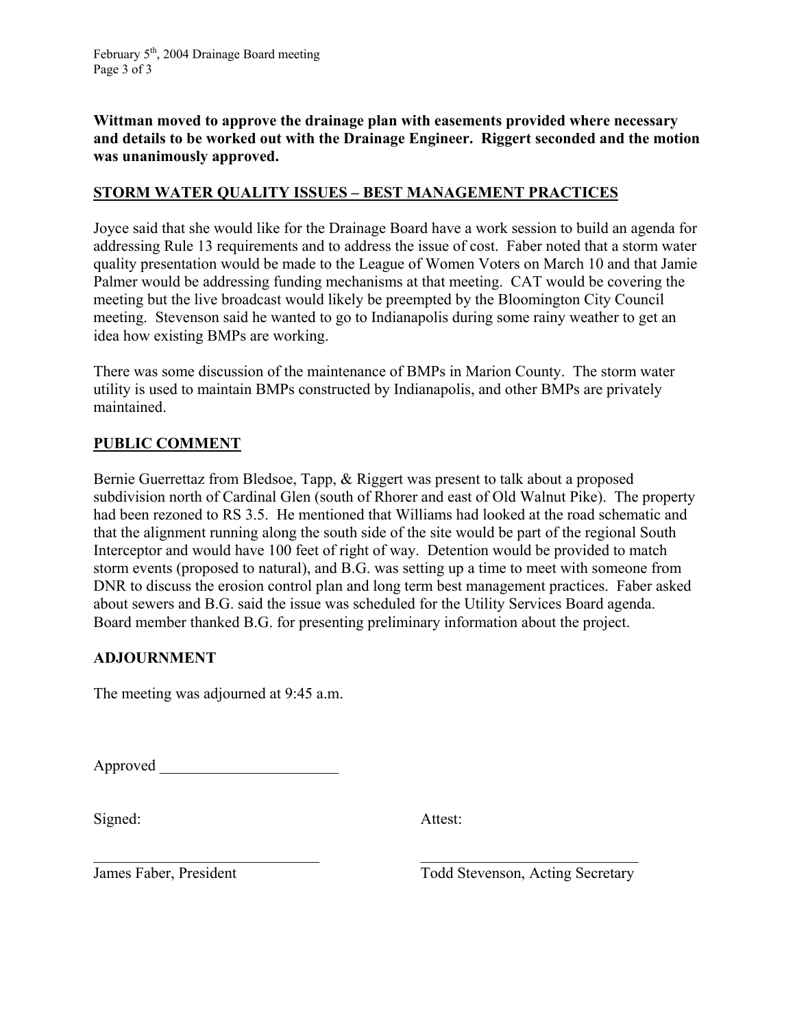**Wittman moved to approve the drainage plan with easements provided where necessary and details to be worked out with the Drainage Engineer. Riggert seconded and the motion was unanimously approved.**

## STORM WATER QUALITY ISSUES – BEST MANAGEMENT PRACTICES

Joyce said that she would like for the Drainage Board have a work session to build an agenda for addressing Rule 13 requirements and to address the issue of cost. Faber noted that a storm water quality presentation would be made to the League of Women Voters on March 10 and that Jamie Palmer would be addressing funding mechanisms at that meeting. CAT would be covering the meeting but the live broadcast would likely be preempted by the Bloomington City Council meeting. Stevenson said he wanted to go to Indianapolis during some rainy weather to get an idea how existing BMPs are working.

There was some discussion of the maintenance of BMPs in Marion County. The storm water utility is used to maintain BMPs constructed by Indianapolis, and other BMPs are privately maintained.

## PUBLIC COMMENT

Bernie Guerrettaz from Bledsoe, Tapp, & Riggert was present to talk about a proposed subdivision north of Cardinal Glen (south of Rhorer and east of Old Walnut Pike). The property had been rezoned to RS 3.5. He mentioned that Williams had looked at the road schematic and that the alignment running along the south side of the site would be part of the regional South Interceptor and would have 100 feet of right of way. Detention would be provided to match storm events (proposed to natural), and B.G. was setting up a time to meet with someone from DNR to discuss the erosion control plan and long term best management practices. Faber asked about sewers and B.G. said the issue was scheduled for the Utility Services Board agenda. Board member thanked B.G. for presenting preliminary information about the project.

## ADJOURNMENT

The meeting was adjourned at 9:45 a.m.

Approved _______________________

Signed: Attest:

______________________________ ______________________________

James Faber, President Todd Stevenson, Acting Secretary